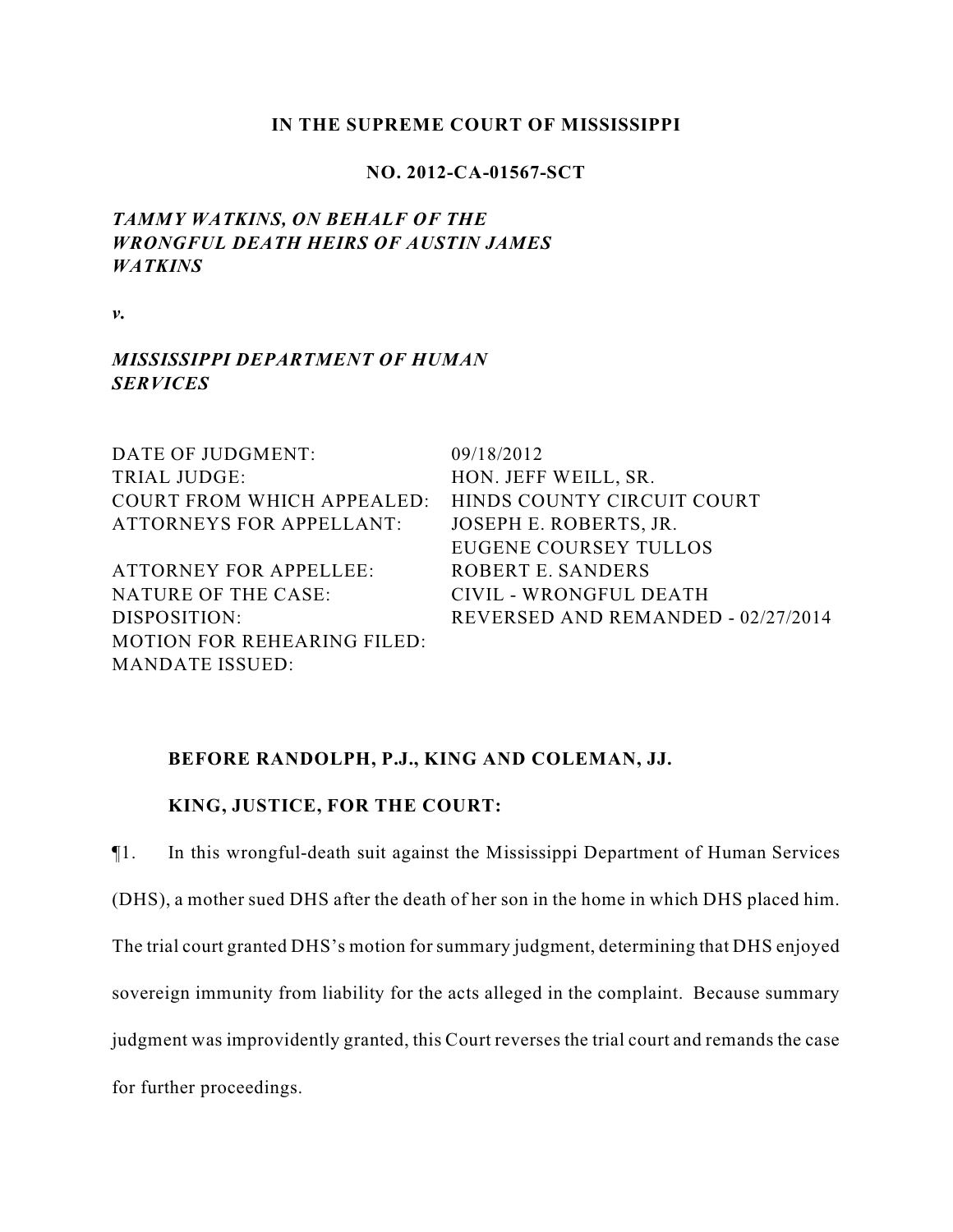**IN THE SUPREME COURT OF MISSISSIPPI**

**NO. 2012-CA-01567-SCT**

***TAMMY WATKINS, ON BEHALF OF THE WRONGFUL DEATH HEIRS OF AUSTIN JAMES WATKINS***

***v.***

***MISSISSIPPI DEPARTMENT OF HUMAN SERVICES***

| | |
|---|---|
| DATE OF JUDGMENT: | 09/18/2012 |
| TRIAL JUDGE: | HON. JEFF WEILL, SR. |
| COURT FROM WHICH APPEALED: | HINDS COUNTY CIRCUIT COURT |
| ATTORNEYS FOR APPELLANT: | JOSEPH E. ROBERTS, JR.<br>EUGENE COURSEY TULLOS |
| ATTORNEY FOR APPELLEE: | ROBERT E. SANDERS |
| NATURE OF THE CASE: | CIVIL - WRONGFUL DEATH |
| DISPOSITION: | REVERSED AND REMANDED - 02/27/2014 |
| MOTION FOR REHEARING FILED: | |
| MANDATE ISSUED: | |

**BEFORE RANDOLPH, P.J., KING AND COLEMAN, JJ.**

**KING, JUSTICE, FOR THE COURT:**

¶1. In this wrongful-death suit against the Mississippi Department of Human Services (DHS), a mother sued DHS after the death of her son in the home in which DHS placed him. The trial court granted DHS's motion for summary judgment, determining that DHS enjoyed sovereign immunity from liability for the acts alleged in the complaint. Because summary judgment was improvidently granted, this Court reverses the trial court and remands the case for further proceedings.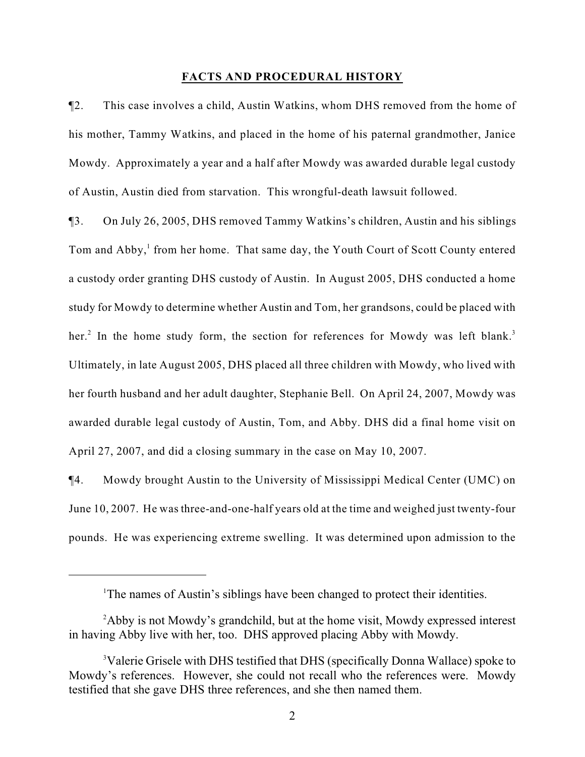## **FACTS AND PROCEDURAL HISTORY**

¶2. This case involves a child, Austin Watkins, whom DHS removed from the home of his mother, Tammy Watkins, and placed in the home of his paternal grandmother, Janice Mowdy. Approximately a year and a half after Mowdy was awarded durable legal custody of Austin, Austin died from starvation. This wrongful-death lawsuit followed.

¶3. On July 26, 2005, DHS removed Tammy Watkins's children, Austin and his siblings Tom and Abby,[1] from her home. That same day, the Youth Court of Scott County entered a custody order granting DHS custody of Austin. In August 2005, DHS conducted a home study for Mowdy to determine whether Austin and Tom, her grandsons, could be placed with her.[2] In the home study form, the section for references for Mowdy was left blank.[3] Ultimately, in late August 2005, DHS placed all three children with Mowdy, who lived with her fourth husband and her adult daughter, Stephanie Bell. On April 24, 2007, Mowdy was awarded durable legal custody of Austin, Tom, and Abby. DHS did a final home visit on April 27, 2007, and did a closing summary in the case on May 10, 2007.

¶4. Mowdy brought Austin to the University of Mississippi Medical Center (UMC) on June 10, 2007. He was three-and-one-half years old at the time and weighed just twenty-four pounds. He was experiencing extreme swelling. It was determined upon admission to the

---

[1] The names of Austin's siblings have been changed to protect their identities.

[2] Abby is not Mowdy's grandchild, but at the home visit, Mowdy expressed interest in having Abby live with her, too. DHS approved placing Abby with Mowdy.

[3] Valerie Grisele with DHS testified that DHS (specifically Donna Wallace) spoke to Mowdy's references. However, she could not recall who the references were. Mowdy testified that she gave DHS three references, and she then named them.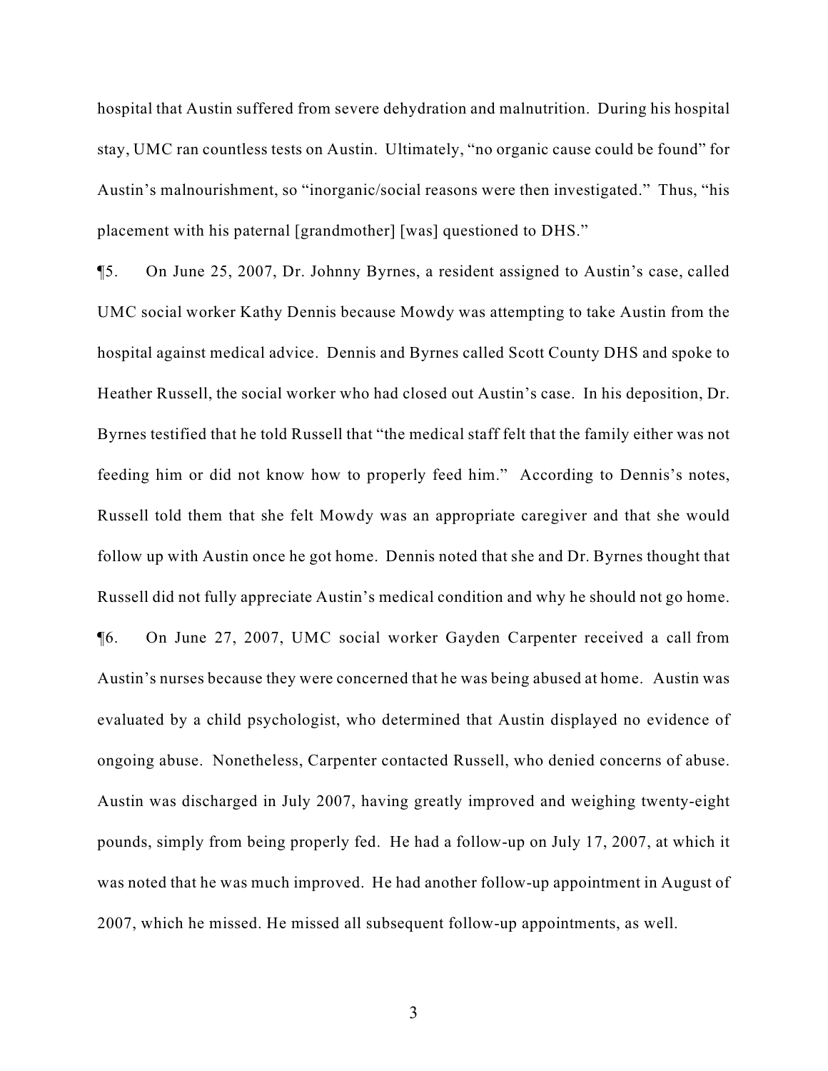hospital that Austin suffered from severe dehydration and malnutrition. During his hospital stay, UMC ran countless tests on Austin. Ultimately, "no organic cause could be found" for Austin's malnourishment, so "inorganic/social reasons were then investigated." Thus, "his placement with his paternal [grandmother] [was] questioned to DHS."

¶5. On June 25, 2007, Dr. Johnny Byrnes, a resident assigned to Austin's case, called UMC social worker Kathy Dennis because Mowdy was attempting to take Austin from the hospital against medical advice. Dennis and Byrnes called Scott County DHS and spoke to Heather Russell, the social worker who had closed out Austin's case. In his deposition, Dr. Byrnes testified that he told Russell that "the medical staff felt that the family either was not feeding him or did not know how to properly feed him." According to Dennis's notes, Russell told them that she felt Mowdy was an appropriate caregiver and that she would follow up with Austin once he got home. Dennis noted that she and Dr. Byrnes thought that Russell did not fully appreciate Austin's medical condition and why he should not go home.

¶6. On June 27, 2007, UMC social worker Gayden Carpenter received a call from Austin's nurses because they were concerned that he was being abused at home. Austin was evaluated by a child psychologist, who determined that Austin displayed no evidence of ongoing abuse. Nonetheless, Carpenter contacted Russell, who denied concerns of abuse. Austin was discharged in July 2007, having greatly improved and weighing twenty-eight pounds, simply from being properly fed. He had a follow-up on July 17, 2007, at which it was noted that he was much improved. He had another follow-up appointment in August of 2007, which he missed. He missed all subsequent follow-up appointments, as well.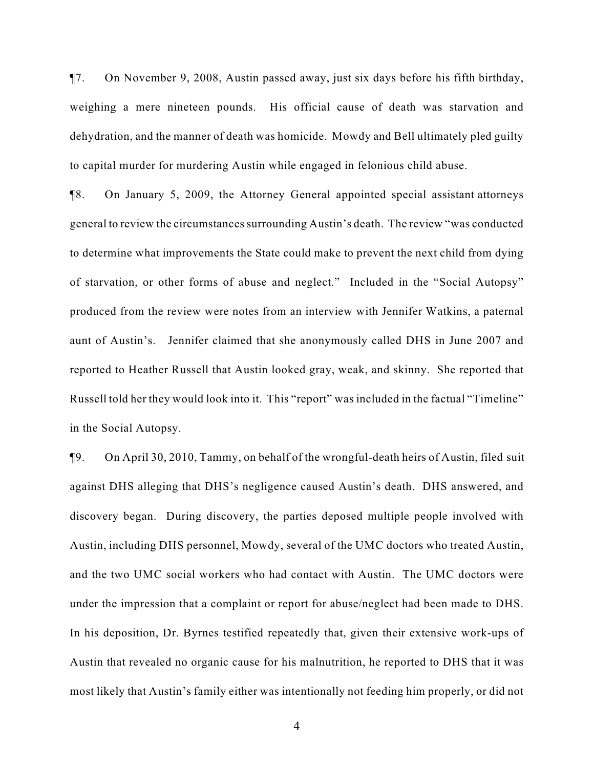¶7. On November 9, 2008, Austin passed away, just six days before his fifth birthday, weighing a mere nineteen pounds. His official cause of death was starvation and dehydration, and the manner of death was homicide. Mowdy and Bell ultimately pled guilty to capital murder for murdering Austin while engaged in felonious child abuse.

¶8. On January 5, 2009, the Attorney General appointed special assistant attorneys general to review the circumstances surrounding Austin's death. The review "was conducted to determine what improvements the State could make to prevent the next child from dying of starvation, or other forms of abuse and neglect." Included in the "Social Autopsy" produced from the review were notes from an interview with Jennifer Watkins, a paternal aunt of Austin's. Jennifer claimed that she anonymously called DHS in June 2007 and reported to Heather Russell that Austin looked gray, weak, and skinny. She reported that Russell told her they would look into it. This "report" was included in the factual "Timeline" in the Social Autopsy.

¶9. On April 30, 2010, Tammy, on behalf of the wrongful-death heirs of Austin, filed suit against DHS alleging that DHS's negligence caused Austin's death. DHS answered, and discovery began. During discovery, the parties deposed multiple people involved with Austin, including DHS personnel, Mowdy, several of the UMC doctors who treated Austin, and the two UMC social workers who had contact with Austin. The UMC doctors were under the impression that a complaint or report for abuse/neglect had been made to DHS. In his deposition, Dr. Byrnes testified repeatedly that, given their extensive work-ups of Austin that revealed no organic cause for his malnutrition, he reported to DHS that it was most likely that Austin's family either was intentionally not feeding him properly, or did not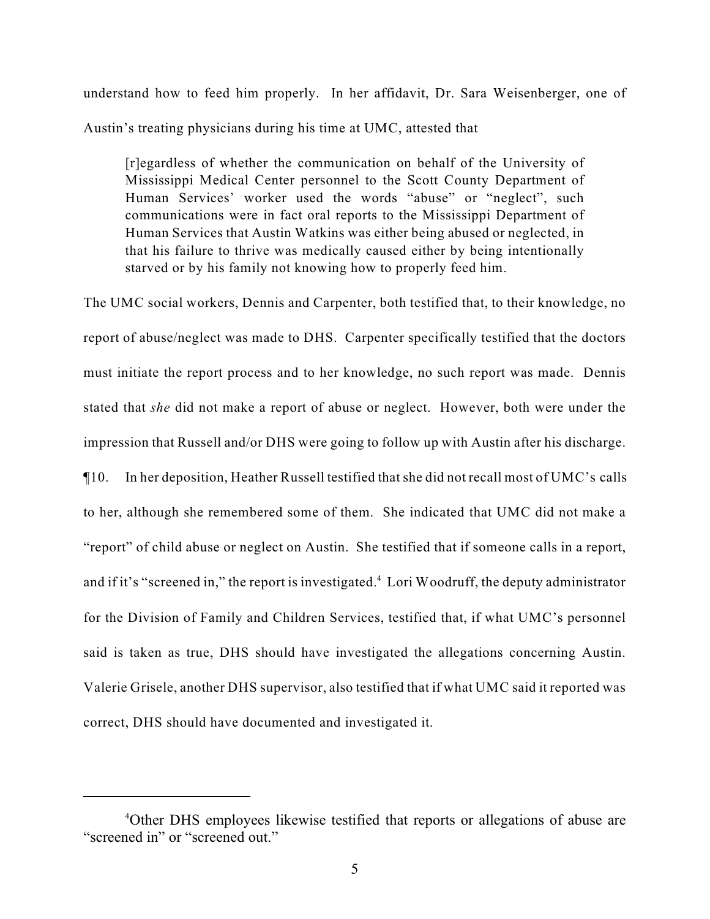understand how to feed him properly. In her affidavit, Dr. Sara Weisenberger, one of Austin's treating physicians during his time at UMC, attested that

> [r]egardless of whether the communication on behalf of the University of Mississippi Medical Center personnel to the Scott County Department of Human Services' worker used the words "abuse" or "neglect", such communications were in fact oral reports to the Mississippi Department of Human Services that Austin Watkins was either being abused or neglected, in that his failure to thrive was medically caused either by being intentionally starved or by his family not knowing how to properly feed him.

The UMC social workers, Dennis and Carpenter, both testified that, to their knowledge, no report of abuse/neglect was made to DHS. Carpenter specifically testified that the doctors must initiate the report process and to her knowledge, no such report was made. Dennis stated that *she* did not make a report of abuse or neglect. However, both were under the impression that Russell and/or DHS were going to follow up with Austin after his discharge.

¶10. In her deposition, Heather Russell testified that she did not recall most of UMC's calls to her, although she remembered some of them. She indicated that UMC did not make a "report" of child abuse or neglect on Austin. She testified that if someone calls in a report, and if it's "screened in," the report is investigated.[4] Lori Woodruff, the deputy administrator for the Division of Family and Children Services, testified that, if what UMC's personnel said is taken as true, DHS should have investigated the allegations concerning Austin. Valerie Grisele, another DHS supervisor, also testified that if what UMC said it reported was correct, DHS should have documented and investigated it.

---

[4] Other DHS employees likewise testified that reports or allegations of abuse are "screened in" or "screened out."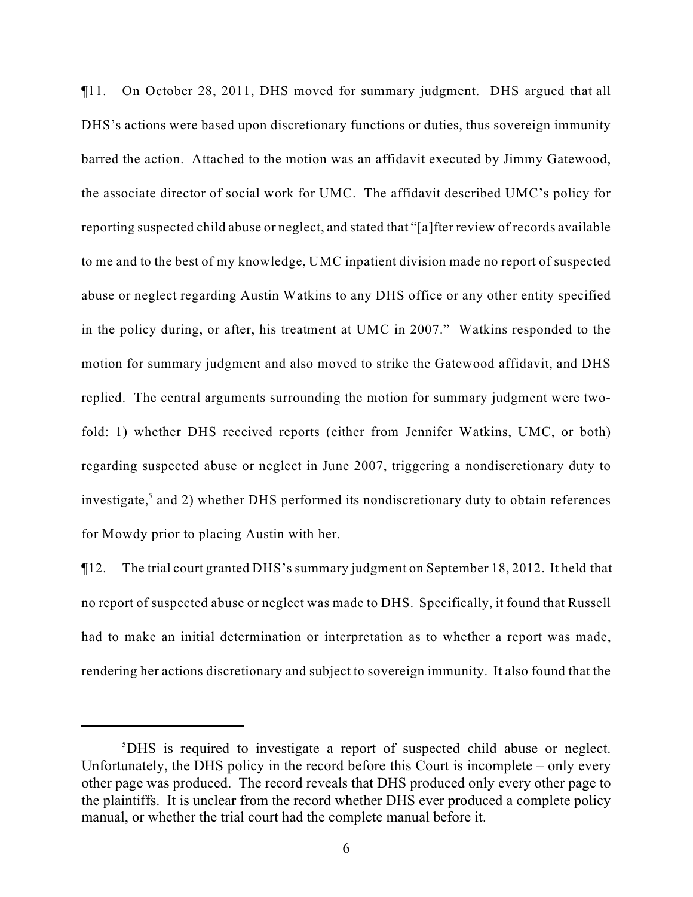¶11. On October 28, 2011, DHS moved for summary judgment. DHS argued that all DHS's actions were based upon discretionary functions or duties, thus sovereign immunity barred the action. Attached to the motion was an affidavit executed by Jimmy Gatewood, the associate director of social work for UMC. The affidavit described UMC's policy for reporting suspected child abuse or neglect, and stated that "[a]fter review of records available to me and to the best of my knowledge, UMC inpatient division made no report of suspected abuse or neglect regarding Austin Watkins to any DHS office or any other entity specified in the policy during, or after, his treatment at UMC in 2007." Watkins responded to the motion for summary judgment and also moved to strike the Gatewood affidavit, and DHS replied. The central arguments surrounding the motion for summary judgment were two-fold: 1) whether DHS received reports (either from Jennifer Watkins, UMC, or both) regarding suspected abuse or neglect in June 2007, triggering a nondiscretionary duty to investigate,[5] and 2) whether DHS performed its nondiscretionary duty to obtain references for Mowdy prior to placing Austin with her.

¶12. The trial court granted DHS's summary judgment on September 18, 2012. It held that no report of suspected abuse or neglect was made to DHS. Specifically, it found that Russell had to make an initial determination or interpretation as to whether a report was made, rendering her actions discretionary and subject to sovereign immunity. It also found that the

---

[5]DHS is required to investigate a report of suspected child abuse or neglect. Unfortunately, the DHS policy in the record before this Court is incomplete – only every other page was produced. The record reveals that DHS produced only every other page to the plaintiffs. It is unclear from the record whether DHS ever produced a complete policy manual, or whether the trial court had the complete manual before it.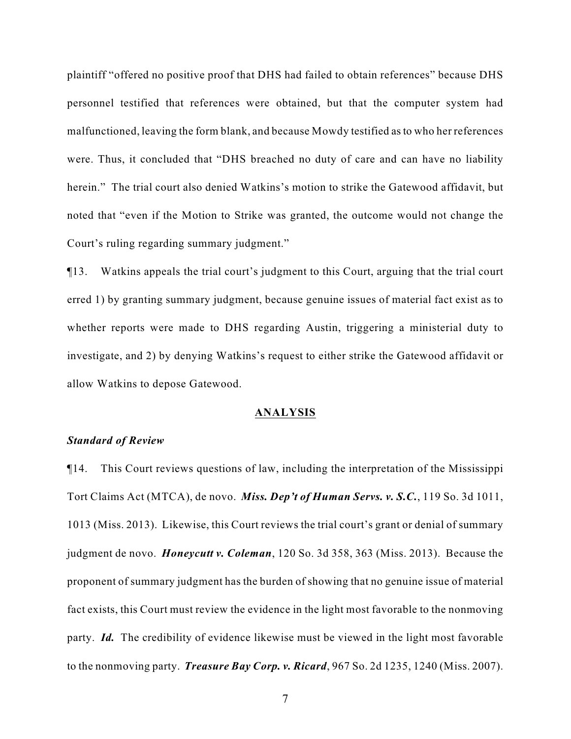plaintiff "offered no positive proof that DHS had failed to obtain references" because DHS personnel testified that references were obtained, but that the computer system had malfunctioned, leaving the form blank, and because Mowdy testified as to who her references were. Thus, it concluded that "DHS breached no duty of care and can have no liability herein." The trial court also denied Watkins's motion to strike the Gatewood affidavit, but noted that "even if the Motion to Strike was granted, the outcome would not change the Court's ruling regarding summary judgment."

¶13. Watkins appeals the trial court's judgment to this Court, arguing that the trial court erred 1) by granting summary judgment, because genuine issues of material fact exist as to whether reports were made to DHS regarding Austin, triggering a ministerial duty to investigate, and 2) by denying Watkins's request to either strike the Gatewood affidavit or allow Watkins to depose Gatewood.

## ANALYSIS

***Standard of Review***

¶14. This Court reviews questions of law, including the interpretation of the Mississippi Tort Claims Act (MTCA), de novo. ***Miss. Dep't of Human Servs. v. S.C.***, 119 So. 3d 1011, 1013 (Miss. 2013). Likewise, this Court reviews the trial court's grant or denial of summary judgment de novo. ***Honeycutt v. Coleman***, 120 So. 3d 358, 363 (Miss. 2013). Because the proponent of summary judgment has the burden of showing that no genuine issue of material fact exists, this Court must review the evidence in the light most favorable to the nonmoving party. ***Id.*** The credibility of evidence likewise must be viewed in the light most favorable to the nonmoving party. ***Treasure Bay Corp. v. Ricard***, 967 So. 2d 1235, 1240 (Miss. 2007).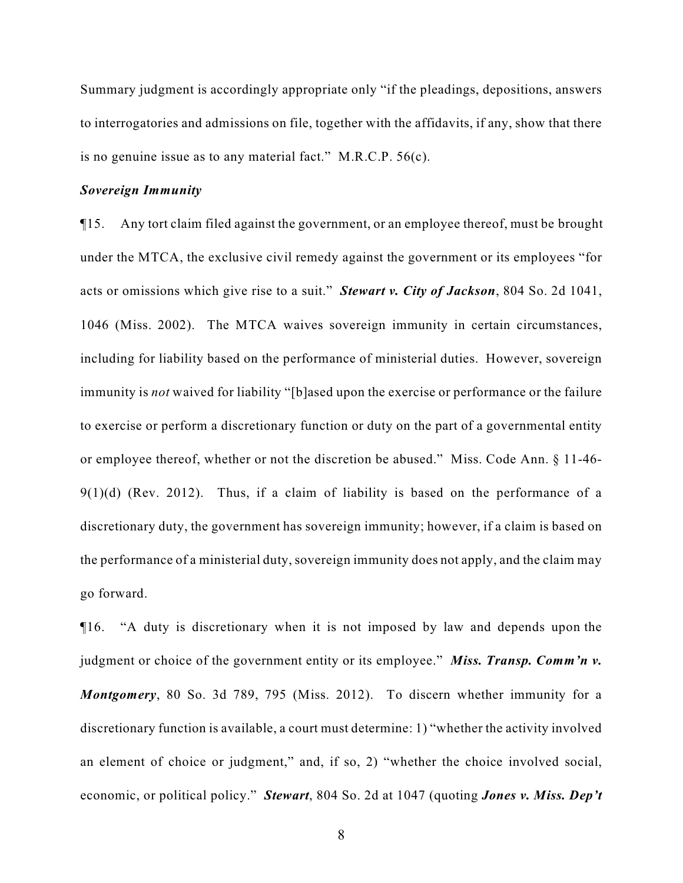Summary judgment is accordingly appropriate only "if the pleadings, depositions, answers to interrogatories and admissions on file, together with the affidavits, if any, show that there is no genuine issue as to any material fact." M.R.C.P. 56(c).

***Sovereign Immunity***

¶15. Any tort claim filed against the government, or an employee thereof, must be brought under the MTCA, the exclusive civil remedy against the government or its employees "for acts or omissions which give rise to a suit." ***Stewart v. City of Jackson***, 804 So. 2d 1041, 1046 (Miss. 2002). The MTCA waives sovereign immunity in certain circumstances, including for liability based on the performance of ministerial duties. However, sovereign immunity is *not* waived for liability "[b]ased upon the exercise or performance or the failure to exercise or perform a discretionary function or duty on the part of a governmental entity or employee thereof, whether or not the discretion be abused." Miss. Code Ann. § 11-46-9(1)(d) (Rev. 2012). Thus, if a claim of liability is based on the performance of a discretionary duty, the government has sovereign immunity; however, if a claim is based on the performance of a ministerial duty, sovereign immunity does not apply, and the claim may go forward.

¶16. "A duty is discretionary when it is not imposed by law and depends upon the judgment or choice of the government entity or its employee." ***Miss. Transp. Comm'n v. Montgomery***, 80 So. 3d 789, 795 (Miss. 2012). To discern whether immunity for a discretionary function is available, a court must determine: 1) "whether the activity involved an element of choice or judgment," and, if so, 2) "whether the choice involved social, economic, or political policy." ***Stewart***, 804 So. 2d at 1047 (quoting ***Jones v. Miss. Dep't***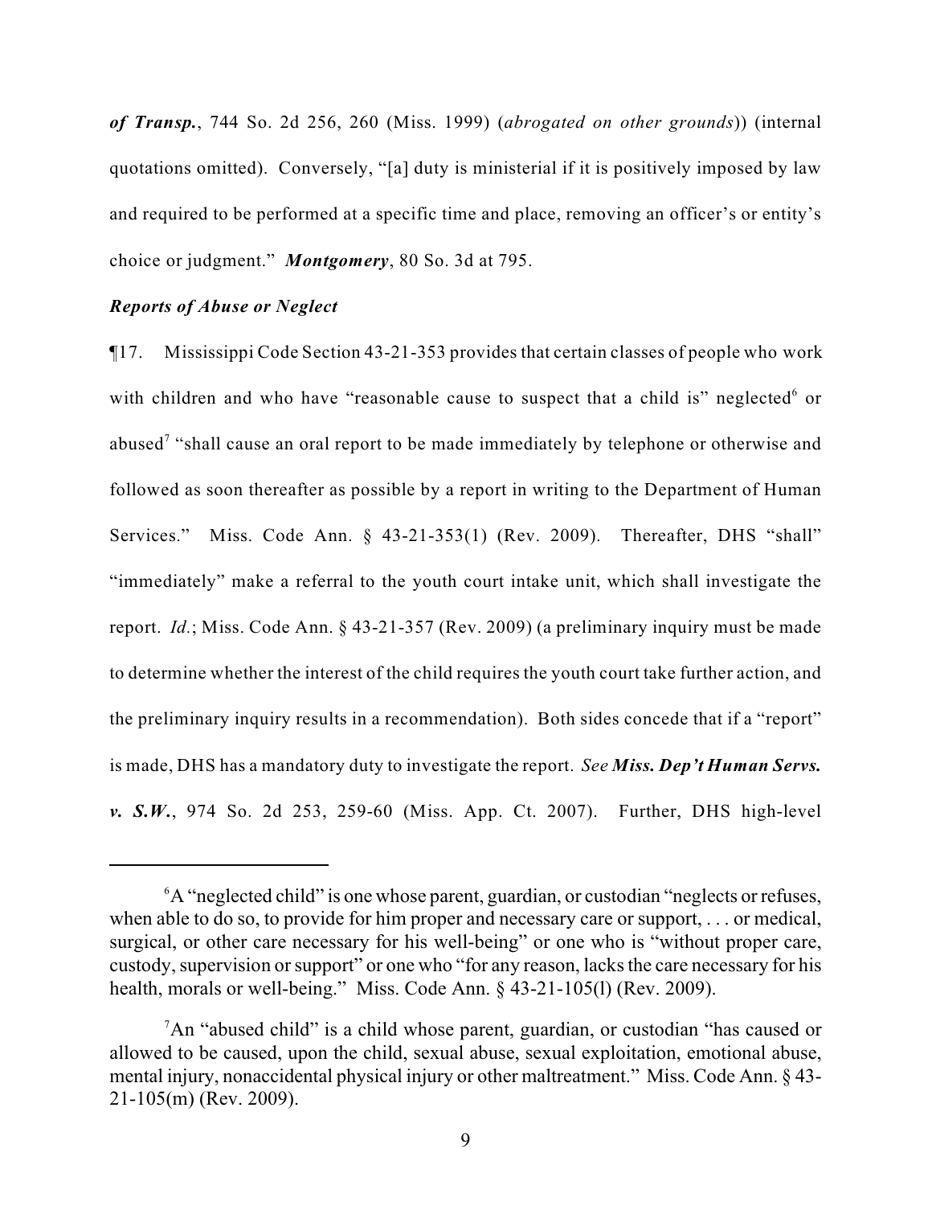***of Transp.***, 744 So. 2d 256, 260 (Miss. 1999) (*abrogated on other grounds*)) (internal quotations omitted). Conversely, "[a] duty is ministerial if it is positively imposed by law and required to be performed at a specific time and place, removing an officer's or entity's choice or judgment." ***Montgomery***, 80 So. 3d at 795.

***Reports of Abuse or Neglect***

¶17. Mississippi Code Section 43-21-353 provides that certain classes of people who work with children and who have "reasonable cause to suspect that a child is" neglected[6] or abused[7] "shall cause an oral report to be made immediately by telephone or otherwise and followed as soon thereafter as possible by a report in writing to the Department of Human Services." Miss. Code Ann. § 43-21-353(1) (Rev. 2009). Thereafter, DHS "shall" "immediately" make a referral to the youth court intake unit, which shall investigate the report. *Id.*; Miss. Code Ann. § 43-21-357 (Rev. 2009) (a preliminary inquiry must be made to determine whether the interest of the child requires the youth court take further action, and the preliminary inquiry results in a recommendation). Both sides concede that if a "report" is made, DHS has a mandatory duty to investigate the report. *See* ***Miss. Dep't Human Servs. v. S.W.***, 974 So. 2d 253, 259-60 (Miss. App. Ct. 2007). Further, DHS high-level

---

[6] A "neglected child" is one whose parent, guardian, or custodian "neglects or refuses, when able to do so, to provide for him proper and necessary care or support, . . . or medical, surgical, or other care necessary for his well-being" or one who is "without proper care, custody, supervision or support" or one who "for any reason, lacks the care necessary for his health, morals or well-being." Miss. Code Ann. § 43-21-105(l) (Rev. 2009).

[7] An "abused child" is a child whose parent, guardian, or custodian "has caused or allowed to be caused, upon the child, sexual abuse, sexual exploitation, emotional abuse, mental injury, nonaccidental physical injury or other maltreatment." Miss. Code Ann. § 43-21-105(m) (Rev. 2009).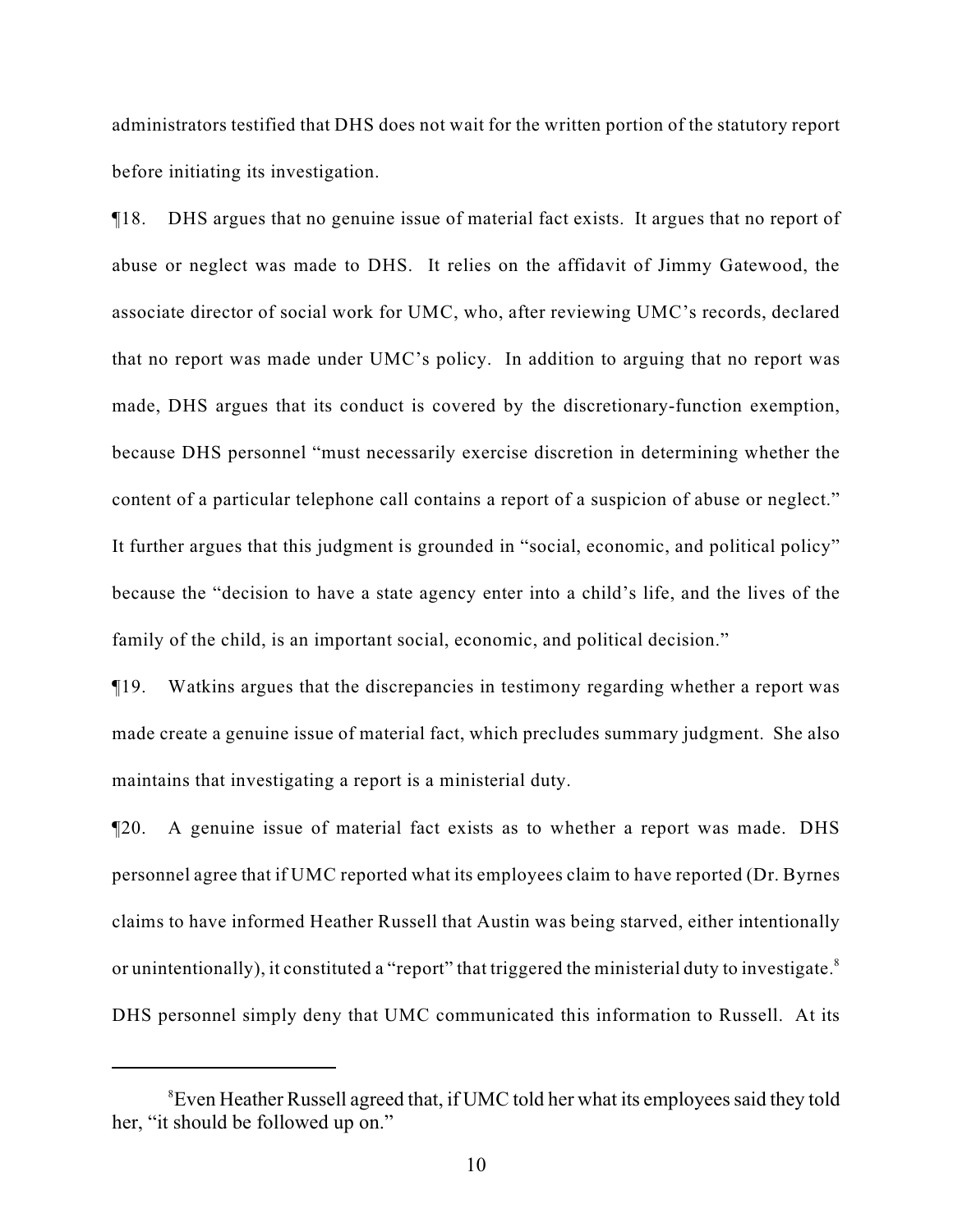administrators testified that DHS does not wait for the written portion of the statutory report before initiating its investigation.

¶18. DHS argues that no genuine issue of material fact exists. It argues that no report of abuse or neglect was made to DHS. It relies on the affidavit of Jimmy Gatewood, the associate director of social work for UMC, who, after reviewing UMC's records, declared that no report was made under UMC's policy. In addition to arguing that no report was made, DHS argues that its conduct is covered by the discretionary-function exemption, because DHS personnel "must necessarily exercise discretion in determining whether the content of a particular telephone call contains a report of a suspicion of abuse or neglect." It further argues that this judgment is grounded in "social, economic, and political policy" because the "decision to have a state agency enter into a child's life, and the lives of the family of the child, is an important social, economic, and political decision."

¶19. Watkins argues that the discrepancies in testimony regarding whether a report was made create a genuine issue of material fact, which precludes summary judgment. She also maintains that investigating a report is a ministerial duty.

¶20. A genuine issue of material fact exists as to whether a report was made. DHS personnel agree that if UMC reported what its employees claim to have reported (Dr. Byrnes claims to have informed Heather Russell that Austin was being starved, either intentionally or unintentionally), it constituted a "report" that triggered the ministerial duty to investigate.[8] DHS personnel simply deny that UMC communicated this information to Russell. At its

[8] Even Heather Russell agreed that, if UMC told her what its employees said they told her, "it should be followed up on."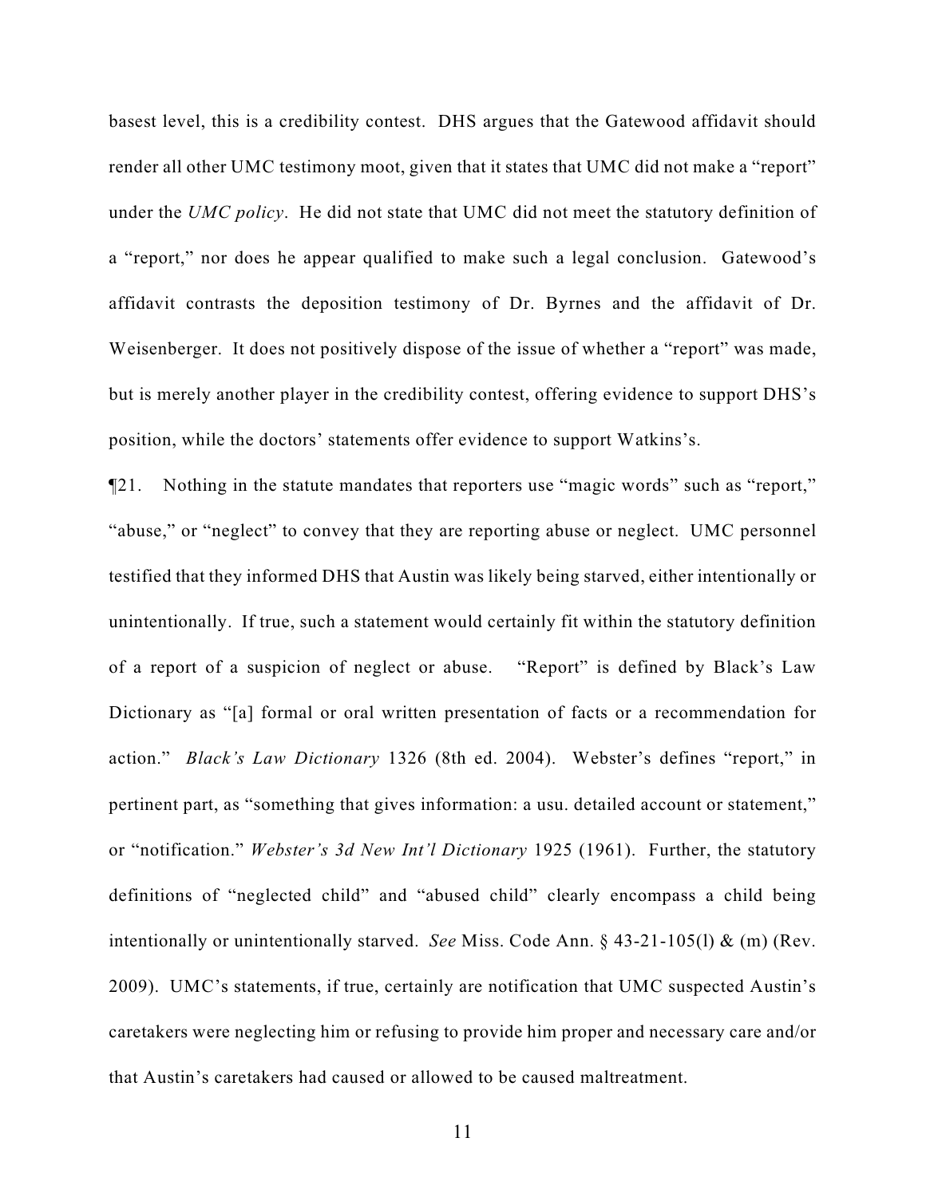basest level, this is a credibility contest. DHS argues that the Gatewood affidavit should render all other UMC testimony moot, given that it states that UMC did not make a "report" under the *UMC policy*. He did not state that UMC did not meet the statutory definition of a "report," nor does he appear qualified to make such a legal conclusion. Gatewood's affidavit contrasts the deposition testimony of Dr. Byrnes and the affidavit of Dr. Weisenberger. It does not positively dispose of the issue of whether a "report" was made, but is merely another player in the credibility contest, offering evidence to support DHS's position, while the doctors' statements offer evidence to support Watkins's.

¶21. Nothing in the statute mandates that reporters use "magic words" such as "report," "abuse," or "neglect" to convey that they are reporting abuse or neglect. UMC personnel testified that they informed DHS that Austin was likely being starved, either intentionally or unintentionally. If true, such a statement would certainly fit within the statutory definition of a report of a suspicion of neglect or abuse. "Report" is defined by Black's Law Dictionary as "[a] formal or oral written presentation of facts or a recommendation for action." *Black's Law Dictionary* 1326 (8th ed. 2004). Webster's defines "report," in pertinent part, as "something that gives information: a usu. detailed account or statement," or "notification." *Webster's 3d New Int'l Dictionary* 1925 (1961). Further, the statutory definitions of "neglected child" and "abused child" clearly encompass a child being intentionally or unintentionally starved. *See* Miss. Code Ann. § 43-21-105(l) & (m) (Rev. 2009). UMC's statements, if true, certainly are notification that UMC suspected Austin's caretakers were neglecting him or refusing to provide him proper and necessary care and/or that Austin's caretakers had caused or allowed to be caused maltreatment.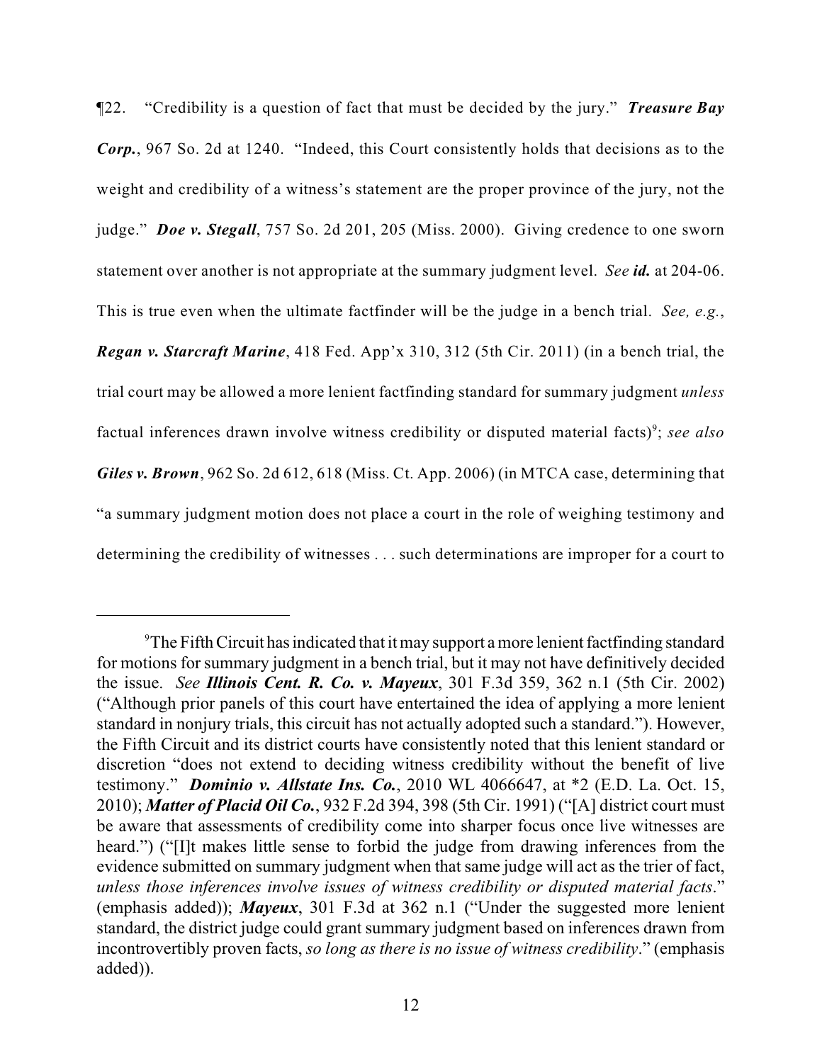¶22. "Credibility is a question of fact that must be decided by the jury." ***Treasure Bay Corp.***, 967 So. 2d at 1240. "Indeed, this Court consistently holds that decisions as to the weight and credibility of a witness's statement are the proper province of the jury, not the judge." ***Doe v. Stegall***, 757 So. 2d 201, 205 (Miss. 2000). Giving credence to one sworn statement over another is not appropriate at the summary judgment level. *See* ***id.*** at 204-06. This is true even when the ultimate factfinder will be the judge in a bench trial. *See, e.g.*, ***Regan v. Starcraft Marine***, 418 Fed. App'x 310, 312 (5th Cir. 2011) (in a bench trial, the trial court may be allowed a more lenient factfinding standard for summary judgment *unless* factual inferences drawn involve witness credibility or disputed material facts)[9]; *see also* ***Giles v. Brown***, 962 So. 2d 612, 618 (Miss. Ct. App. 2006) (in MTCA case, determining that "a summary judgment motion does not place a court in the role of weighing testimony and determining the credibility of witnesses . . . such determinations are improper for a court to

---

[9] The Fifth Circuit has indicated that it may support a more lenient factfinding standard for motions for summary judgment in a bench trial, but it may not have definitively decided the issue. *See* ***Illinois Cent. R. Co. v. Mayeux***, 301 F.3d 359, 362 n.1 (5th Cir. 2002) ("Although prior panels of this court have entertained the idea of applying a more lenient standard in nonjury trials, this circuit has not actually adopted such a standard."). However, the Fifth Circuit and its district courts have consistently noted that this lenient standard or discretion "does not extend to deciding witness credibility without the benefit of live testimony." ***Dominio v. Allstate Ins. Co.***, 2010 WL 4066647, at *2 (E.D. La. Oct. 15, 2010); ***Matter of Placid Oil Co.***, 932 F.2d 394, 398 (5th Cir. 1991) ("[A] district court must be aware that assessments of credibility come into sharper focus once live witnesses are heard.") ("[I]t makes little sense to forbid the judge from drawing inferences from the evidence submitted on summary judgment when that same judge will act as the trier of fact, *unless those inferences involve issues of witness credibility or disputed material facts*." (emphasis added)); ***Mayeux***, 301 F.3d at 362 n.1 ("Under the suggested more lenient standard, the district judge could grant summary judgment based on inferences drawn from incontrovertibly proven facts, *so long as there is no issue of witness credibility*." (emphasis added)).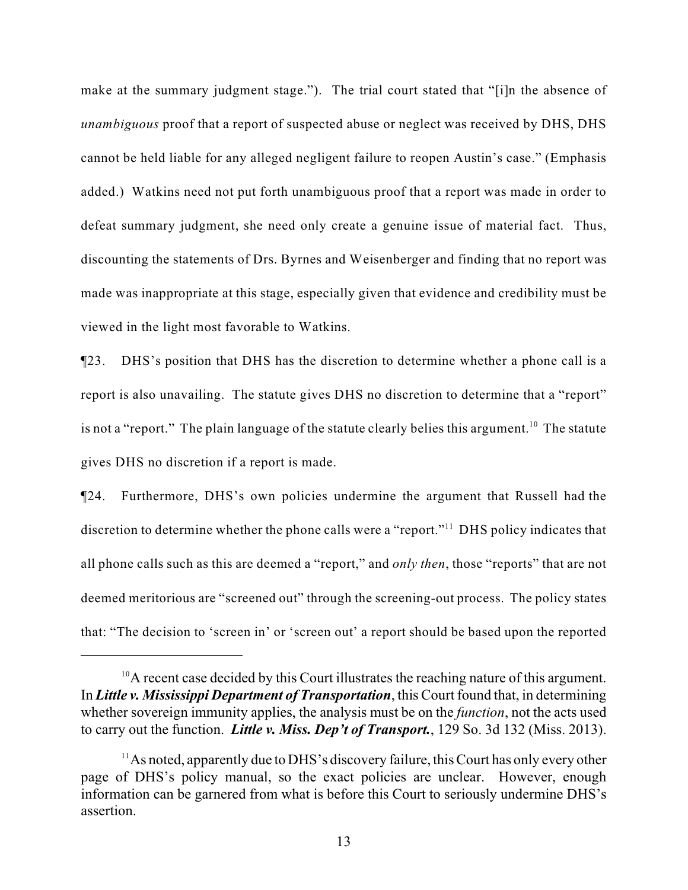make at the summary judgment stage."). The trial court stated that "[i]n the absence of *unambiguous* proof that a report of suspected abuse or neglect was received by DHS, DHS cannot be held liable for any alleged negligent failure to reopen Austin's case." (Emphasis added.) Watkins need not put forth unambiguous proof that a report was made in order to defeat summary judgment, she need only create a genuine issue of material fact. Thus, discounting the statements of Drs. Byrnes and Weisenberger and finding that no report was made was inappropriate at this stage, especially given that evidence and credibility must be viewed in the light most favorable to Watkins.

¶23. DHS's position that DHS has the discretion to determine whether a phone call is a report is also unavailing. The statute gives DHS no discretion to determine that a "report" is not a "report." The plain language of the statute clearly belies this argument.[10] The statute gives DHS no discretion if a report is made.

¶24. Furthermore, DHS's own policies undermine the argument that Russell had the discretion to determine whether the phone calls were a "report."[11] DHS policy indicates that all phone calls such as this are deemed a "report," and *only then*, those "reports" that are not deemed meritorious are "screened out" through the screening-out process. The policy states that: "The decision to 'screen in' or 'screen out' a report should be based upon the reported

---

[10] A recent case decided by this Court illustrates the reaching nature of this argument. In ***Little v. Mississippi Department of Transportation***, this Court found that, in determining whether sovereign immunity applies, the analysis must be on the *function*, not the acts used to carry out the function. ***Little v. Miss. Dep't of Transport.***, 129 So. 3d 132 (Miss. 2013).

[11] As noted, apparently due to DHS's discovery failure, this Court has only every other page of DHS's policy manual, so the exact policies are unclear. However, enough information can be garnered from what is before this Court to seriously undermine DHS's assertion.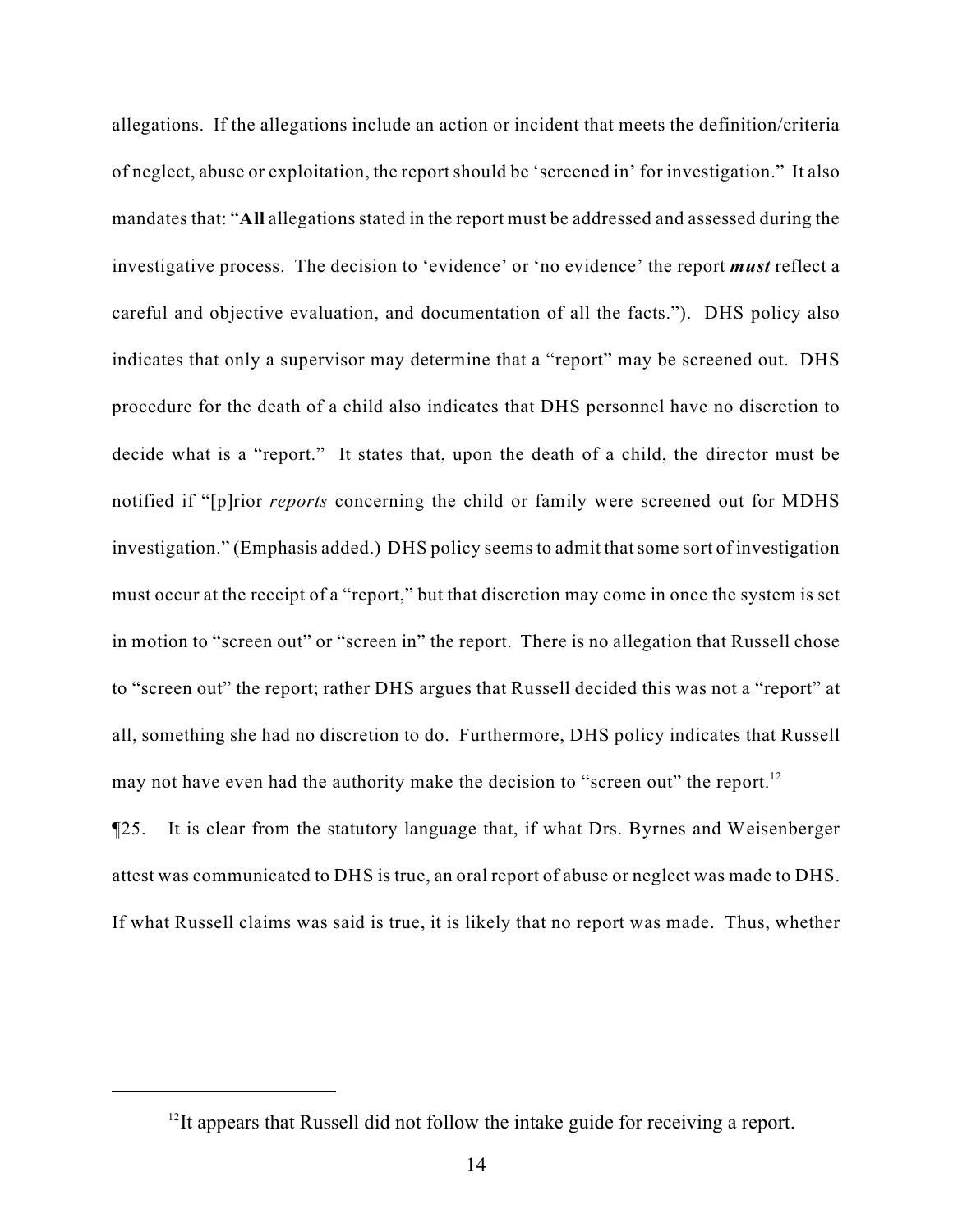allegations. If the allegations include an action or incident that meets the definition/criteria of neglect, abuse or exploitation, the report should be 'screened in' for investigation." It also mandates that: "**All** allegations stated in the report must be addressed and assessed during the investigative process. The decision to 'evidence' or 'no evidence' the report ***must*** reflect a careful and objective evaluation, and documentation of all the facts."). DHS policy also indicates that only a supervisor may determine that a "report" may be screened out. DHS procedure for the death of a child also indicates that DHS personnel have no discretion to decide what is a "report." It states that, upon the death of a child, the director must be notified if "[p]rior *reports* concerning the child or family were screened out for MDHS investigation." (Emphasis added.) DHS policy seems to admit that some sort of investigation must occur at the receipt of a "report," but that discretion may come in once the system is set in motion to "screen out" or "screen in" the report. There is no allegation that Russell chose to "screen out" the report; rather DHS argues that Russell decided this was not a "report" at all, something she had no discretion to do. Furthermore, DHS policy indicates that Russell may not have even had the authority make the decision to "screen out" the report.[12]

¶25. It is clear from the statutory language that, if what Drs. Byrnes and Weisenberger attest was communicated to DHS is true, an oral report of abuse or neglect was made to DHS. If what Russell claims was said is true, it is likely that no report was made. Thus, whether

[12] It appears that Russell did not follow the intake guide for receiving a report.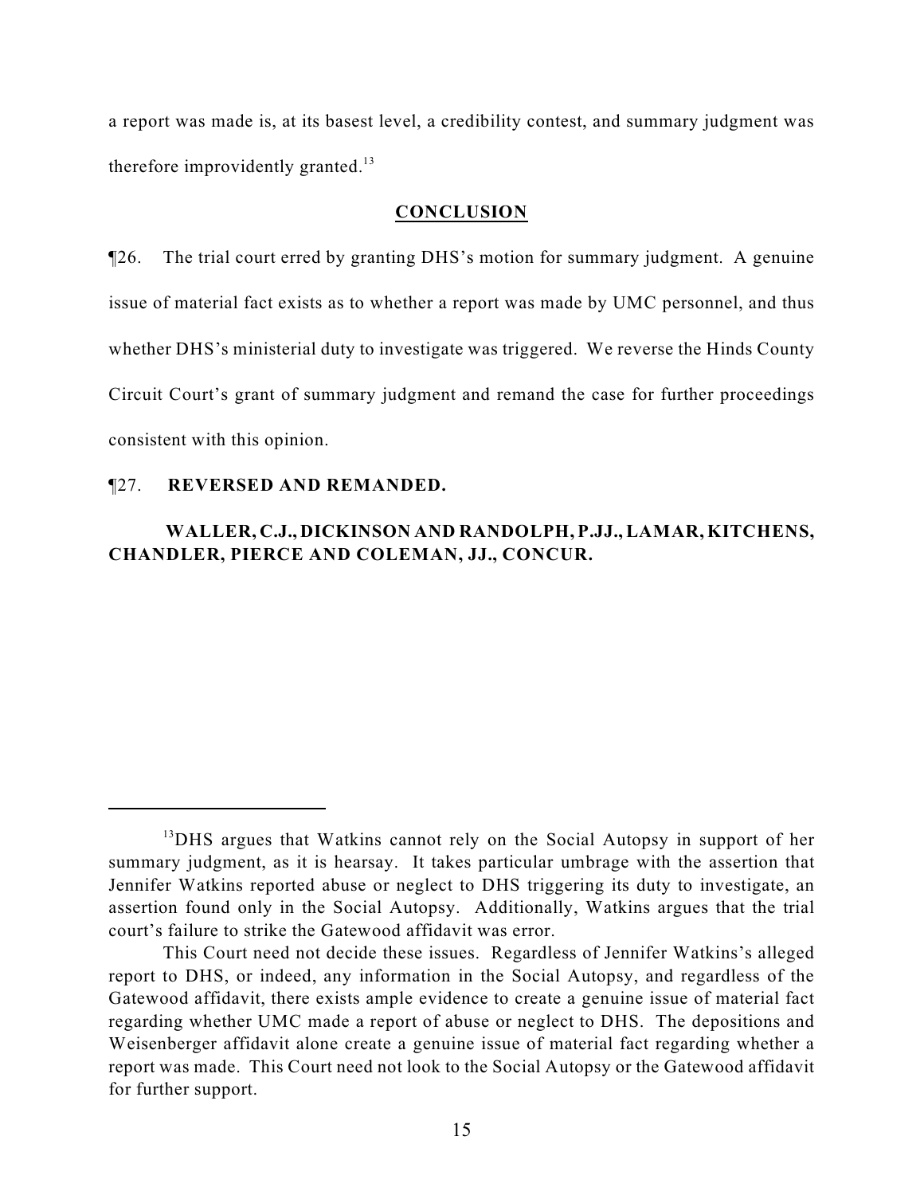a report was made is, at its basest level, a credibility contest, and summary judgment was therefore improvidently granted.[13]

## CONCLUSION

¶26. The trial court erred by granting DHS's motion for summary judgment. A genuine issue of material fact exists as to whether a report was made by UMC personnel, and thus whether DHS's ministerial duty to investigate was triggered. We reverse the Hinds County Circuit Court's grant of summary judgment and remand the case for further proceedings consistent with this opinion.

¶27. **REVERSED AND REMANDED.**

**WALLER, C.J., DICKINSON AND RANDOLPH, P.JJ., LAMAR, KITCHENS, CHANDLER, PIERCE AND COLEMAN, JJ., CONCUR.**

---

[13] DHS argues that Watkins cannot rely on the Social Autopsy in support of her summary judgment, as it is hearsay. It takes particular umbrage with the assertion that Jennifer Watkins reported abuse or neglect to DHS triggering its duty to investigate, an assertion found only in the Social Autopsy. Additionally, Watkins argues that the trial court's failure to strike the Gatewood affidavit was error.

This Court need not decide these issues. Regardless of Jennifer Watkins's alleged report to DHS, or indeed, any information in the Social Autopsy, and regardless of the Gatewood affidavit, there exists ample evidence to create a genuine issue of material fact regarding whether UMC made a report of abuse or neglect to DHS. The depositions and Weisenberger affidavit alone create a genuine issue of material fact regarding whether a report was made. This Court need not look to the Social Autopsy or the Gatewood affidavit for further support.